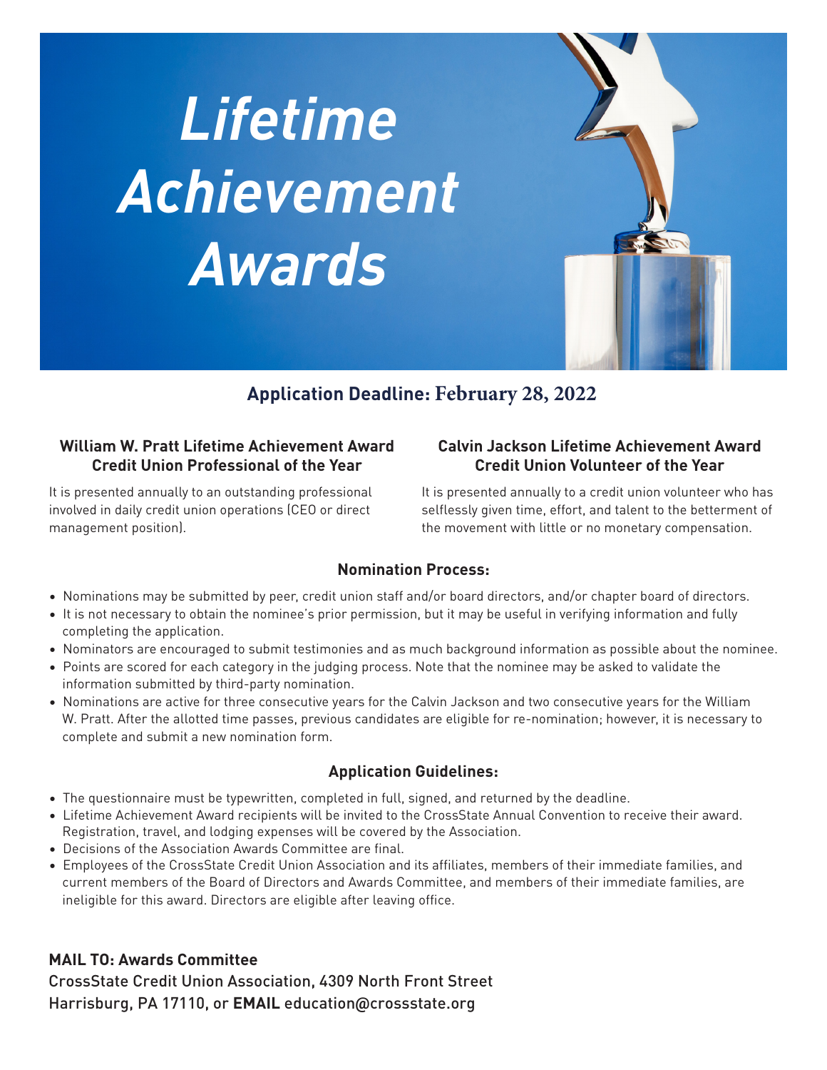# Lifetime Achievement Awards

## Application Deadline: February 28, 2022

### William W. Pratt Lifetime Achievement Award
### Credit Union Professional of the Year

It is presented annually to an outstanding professional involved in daily credit union operations (CEO or direct management position).

### Calvin Jackson Lifetime Achievement Award
### Credit Union Volunteer of the Year

It is presented annually to a credit union volunteer who has selflessly given time, effort, and talent to the betterment of the movement with little or no monetary compensation.

### Nomination Process:

- Nominations may be submitted by peer, credit union staff and/or board directors, and/or chapter board of directors.
- It is not necessary to obtain the nominee's prior permission, but it may be useful in verifying information and fully completing the application.
- Nominators are encouraged to submit testimonies and as much background information as possible about the nominee.
- Points are scored for each category in the judging process. Note that the nominee may be asked to validate the information submitted by third-party nomination.
- Nominations are active for three consecutive years for the Calvin Jackson and two consecutive years for the William W. Pratt. After the allotted time passes, previous candidates are eligible for re-nomination; however, it is necessary to complete and submit a new nomination form.

### Application Guidelines:

- The questionnaire must be typewritten, completed in full, signed, and returned by the deadline.
- Lifetime Achievement Award recipients will be invited to the CrossState Annual Convention to receive their award. Registration, travel, and lodging expenses will be covered by the Association.
- Decisions of the Association Awards Committee are final.
- Employees of the CrossState Credit Union Association and its affiliates, members of their immediate families, and current members of the Board of Directors and Awards Committee, and members of their immediate families, are ineligible for this award. Directors are eligible after leaving office.

**MAIL TO: Awards Committee**
CrossState Credit Union Association, 4309 North Front Street
Harrisburg, PA 17110, or **EMAIL** education@crossstate.org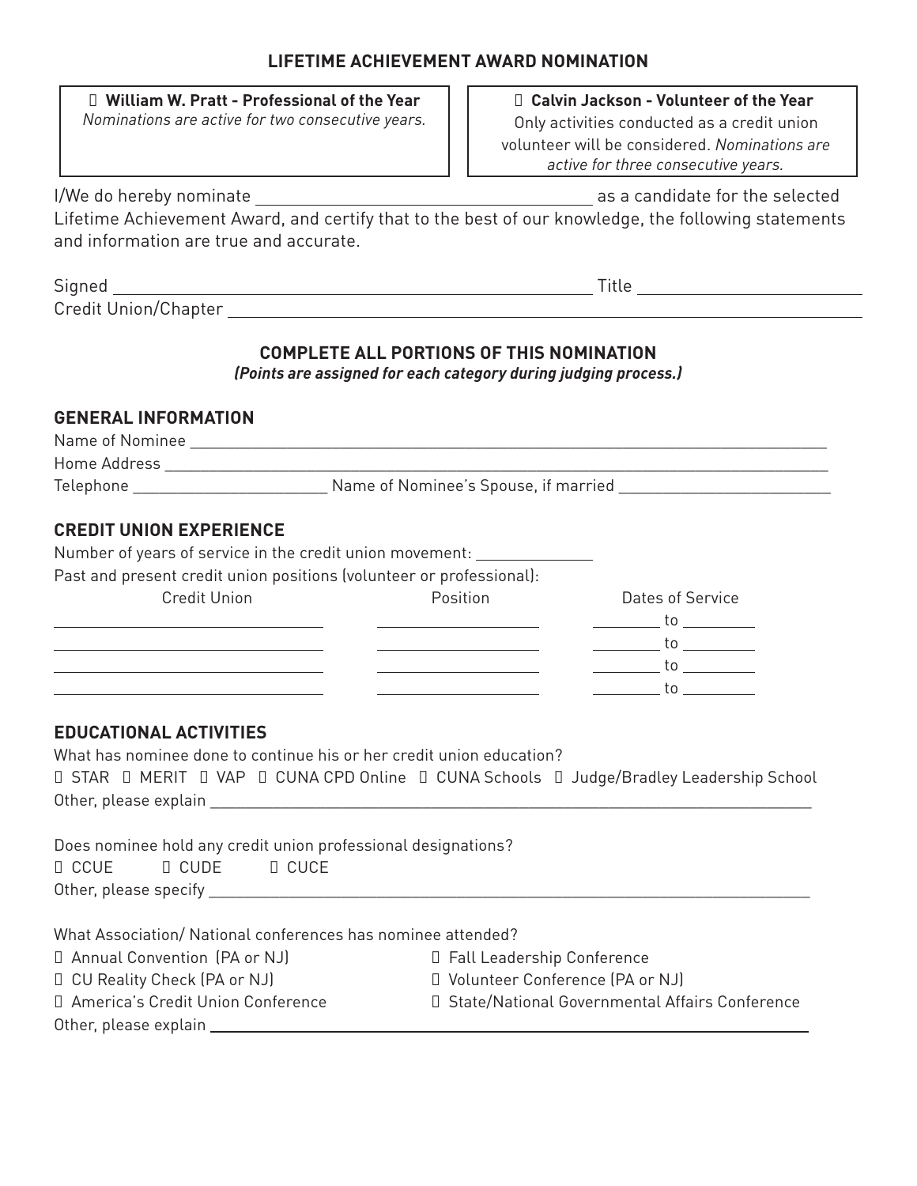## LIFETIME ACHIEVEMENT AWARD NOMINATION

| ☐ **William W. Pratt - Professional of the Year** | ☐ **Calvin Jackson - Volunteer of the Year** |
| --- | --- |
| *Nominations are active for two consecutive years.* | Only activities conducted as a credit union volunteer will be considered. *Nominations are active for three consecutive years.* |

I/We do hereby nominate ______________________________ as a candidate for the selected Lifetime Achievement Award, and certify that to the best of our knowledge, the following statements and information are true and accurate.

Signed ______________________________ Title ____________________

Credit Union/Chapter ______________________________

### COMPLETE ALL PORTIONS OF THIS NOMINATION

***(Points are assigned for each category during judging process.)***

### GENERAL INFORMATION

Name of Nominee ______________________________

Home Address ______________________________

Telephone ____________________ Name of Nominee's Spouse, if married ____________________

### CREDIT UNION EXPERIENCE

Number of years of service in the credit union movement: ____________

Past and present credit union positions (volunteer or professional):

| Credit Union | Position | Dates of Service |
| --- | --- | --- |
| | | ________ to ________ |
| | | ________ to ________ |
| | | ________ to ________ |
| | | ________ to ________ |

### EDUCATIONAL ACTIVITIES

What has nominee done to continue his or her credit union education?

☐ STAR ☐ MERIT ☐ VAP ☐ CUNA CPD Online ☐ CUNA Schools ☐ Judge/Bradley Leadership School

Other, please explain ______________________________

Does nominee hold any credit union professional designations?

☐ CCUE ☐ CUDE ☐ CUCE

Other, please specify ______________________________

What Association/ National conferences has nominee attended?

☐ Annual Convention (PA or NJ)

☐ CU Reality Check (PA or NJ)

☐ America's Credit Union Conference

☐ Fall Leadership Conference

☐ Volunteer Conference (PA or NJ)

☐ State/National Governmental Affairs Conference

Other, please explain ______________________________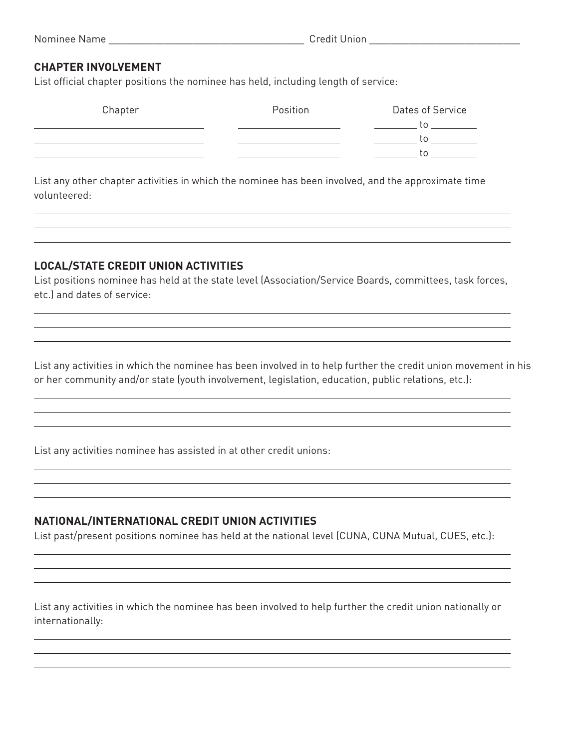Nominee Name ____________________________________ Credit Union ____________________________

## CHAPTER INVOLVEMENT

List official chapter positions the nominee has held, including length of service:

| Chapter | Position | Dates of Service |
|---|---|---|
| | | ________ to ________ |
| | | ________ to ________ |
| | | ________ to ________ |

List any other chapter activities in which the nominee has been involved, and the approximate time volunteered:

______________________________________________________________________________

______________________________________________________________________________

______________________________________________________________________________

## LOCAL/STATE CREDIT UNION ACTIVITIES

List positions nominee has held at the state level (Association/Service Boards, committees, task forces, etc.) and dates of service:

______________________________________________________________________________

______________________________________________________________________________

______________________________________________________________________________

List any activities in which the nominee has been involved in to help further the credit union movement in his or her community and/or state (youth involvement, legislation, education, public relations, etc.):

______________________________________________________________________________

______________________________________________________________________________

______________________________________________________________________________

List any activities nominee has assisted in at other credit unions:

______________________________________________________________________________

______________________________________________________________________________

______________________________________________________________________________

## NATIONAL/INTERNATIONAL CREDIT UNION ACTIVITIES

List past/present positions nominee has held at the national level (CUNA, CUNA Mutual, CUES, etc.):

______________________________________________________________________________

______________________________________________________________________________

______________________________________________________________________________

List any activities in which the nominee has been involved to help further the credit union nationally or internationally:

______________________________________________________________________________

______________________________________________________________________________

______________________________________________________________________________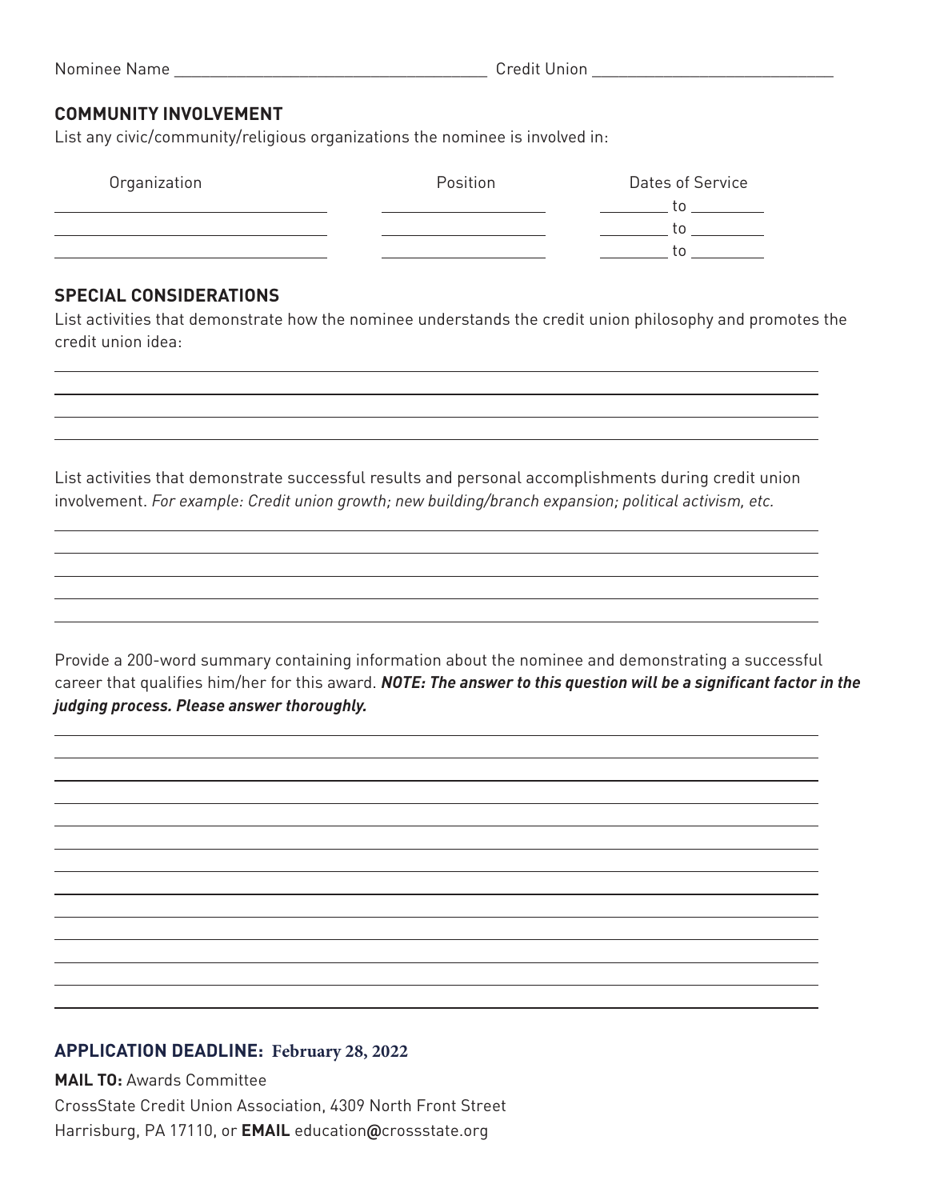Nominee Name ______________________________ Credit Union ______________________________

## COMMUNITY INVOLVEMENT

List any civic/community/religious organizations the nominee is involved in:

| Organization | Position | Dates of Service |
|---|---|---|
| | | ________ to ________ |
| | | ________ to ________ |
| | | ________ to ________ |

## SPECIAL CONSIDERATIONS

List activities that demonstrate how the nominee understands the credit union philosophy and promotes the credit union idea:

List activities that demonstrate successful results and personal accomplishments during credit union involvement. *For example: Credit union growth; new building/branch expansion; political activism, etc.*

Provide a 200-word summary containing information about the nominee and demonstrating a successful career that qualifies him/her for this award. ***NOTE: The answer to this question will be a significant factor in the judging process. Please answer thoroughly.***

**APPLICATION DEADLINE: February 28, 2022**

**MAIL TO:** Awards Committee
CrossState Credit Union Association, 4309 North Front Street
Harrisburg, PA 17110, or **EMAIL** education@crossstate.org